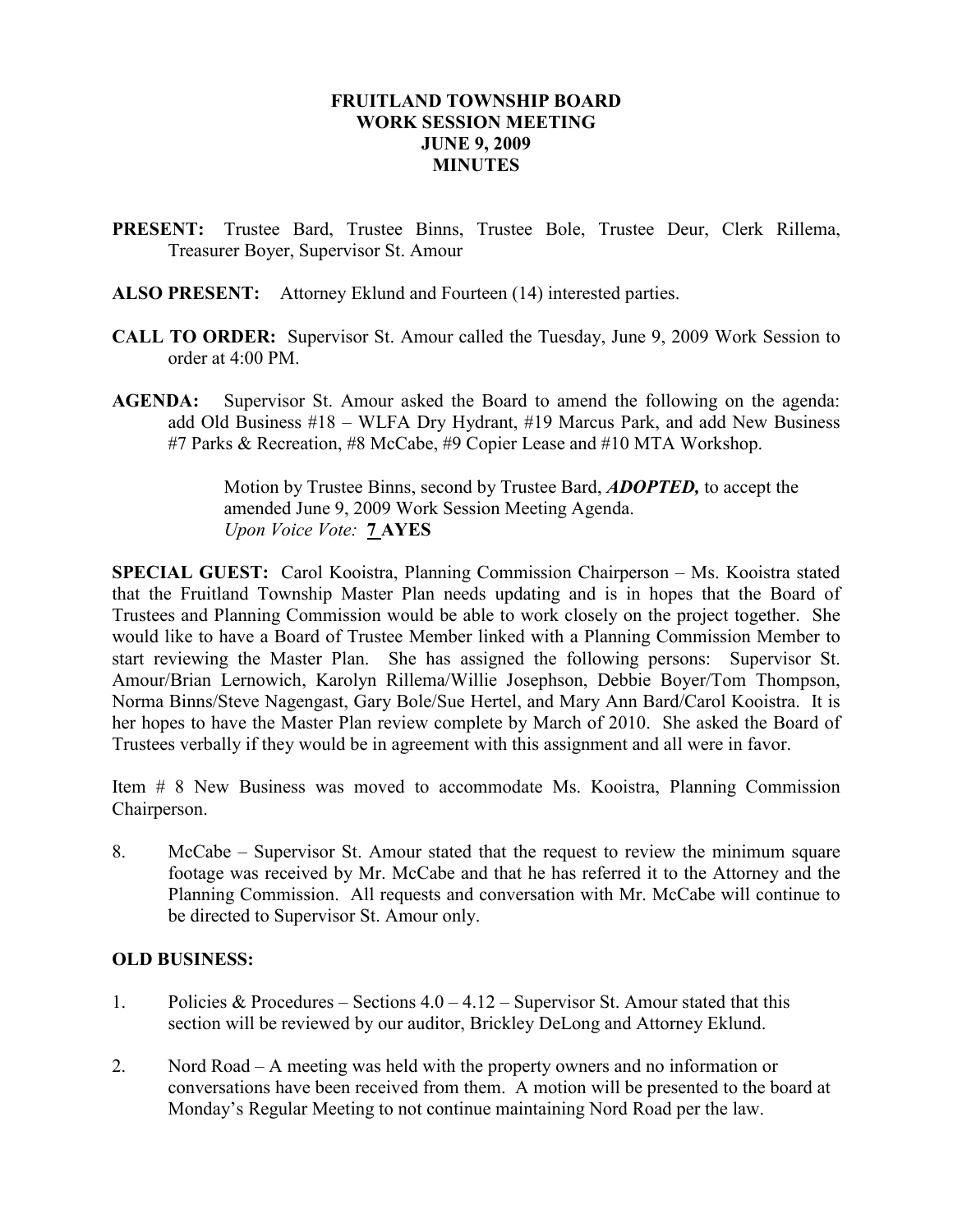# FRUITLAND TOWNSHIP BOARD
## WORK SESSION MEETING
## JUNE 9, 2009
## MINUTES

**PRESENT:** Trustee Bard, Trustee Binns, Trustee Bole, Trustee Deur, Clerk Rillema, Treasurer Boyer, Supervisor St. Amour

**ALSO PRESENT:** Attorney Eklund and Fourteen (14) interested parties.

**CALL TO ORDER:** Supervisor St. Amour called the Tuesday, June 9, 2009 Work Session to order at 4:00 PM.

**AGENDA:** Supervisor St. Amour asked the Board to amend the following on the agenda: add Old Business #18 – WLFA Dry Hydrant, #19 Marcus Park, and add New Business #7 Parks & Recreation, #8 McCabe, #9 Copier Lease and #10 MTA Workshop.

> Motion by Trustee Binns, second by Trustee Bard, ***ADOPTED,*** to accept the amended June 9, 2009 Work Session Meeting Agenda.
> *Upon Voice Vote:* **7 AYES**

**SPECIAL GUEST:** Carol Kooistra, Planning Commission Chairperson – Ms. Kooistra stated that the Fruitland Township Master Plan needs updating and is in hopes that the Board of Trustees and Planning Commission would be able to work closely on the project together. She would like to have a Board of Trustee Member linked with a Planning Commission Member to start reviewing the Master Plan. She has assigned the following persons: Supervisor St. Amour/Brian Lernowich, Karolyn Rillema/Willie Josephson, Debbie Boyer/Tom Thompson, Norma Binns/Steve Nagengast, Gary Bole/Sue Hertel, and Mary Ann Bard/Carol Kooistra. It is her hopes to have the Master Plan review complete by March of 2010. She asked the Board of Trustees verbally if they would be in agreement with this assignment and all were in favor.

Item # 8 New Business was moved to accommodate Ms. Kooistra, Planning Commission Chairperson.

8. McCabe – Supervisor St. Amour stated that the request to review the minimum square footage was received by Mr. McCabe and that he has referred it to the Attorney and the Planning Commission. All requests and conversation with Mr. McCabe will continue to be directed to Supervisor St. Amour only.

**OLD BUSINESS:**

1. Policies & Procedures – Sections 4.0 – 4.12 – Supervisor St. Amour stated that this section will be reviewed by our auditor, Brickley DeLong and Attorney Eklund.

2. Nord Road – A meeting was held with the property owners and no information or conversations have been received from them. A motion will be presented to the board at Monday's Regular Meeting to not continue maintaining Nord Road per the law.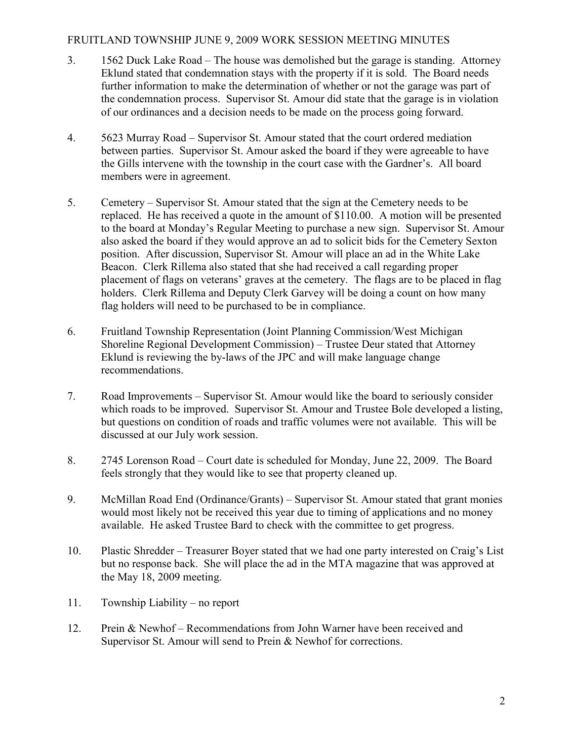3. 1562 Duck Lake Road – The house was demolished but the garage is standing. Attorney Eklund stated that condemnation stays with the property if it is sold. The Board needs further information to make the determination of whether or not the garage was part of the condemnation process. Supervisor St. Amour did state that the garage is in violation of our ordinances and a decision needs to be made on the process going forward.

4. 5623 Murray Road – Supervisor St. Amour stated that the court ordered mediation between parties. Supervisor St. Amour asked the board if they were agreeable to have the Gills intervene with the township in the court case with the Gardner's. All board members were in agreement.

5. Cemetery – Supervisor St. Amour stated that the sign at the Cemetery needs to be replaced. He has received a quote in the amount of $110.00. A motion will be presented to the board at Monday's Regular Meeting to purchase a new sign. Supervisor St. Amour also asked the board if they would approve an ad to solicit bids for the Cemetery Sexton position. After discussion, Supervisor St. Amour will place an ad in the White Lake Beacon. Clerk Rillema also stated that she had received a call regarding proper placement of flags on veterans' graves at the cemetery. The flags are to be placed in flag holders. Clerk Rillema and Deputy Clerk Garvey will be doing a count on how many flag holders will need to be purchased to be in compliance.

6. Fruitland Township Representation (Joint Planning Commission/West Michigan Shoreline Regional Development Commission) – Trustee Deur stated that Attorney Eklund is reviewing the by-laws of the JPC and will make language change recommendations.

7. Road Improvements – Supervisor St. Amour would like the board to seriously consider which roads to be improved. Supervisor St. Amour and Trustee Bole developed a listing, but questions on condition of roads and traffic volumes were not available. This will be discussed at our July work session.

8. 2745 Lorenson Road – Court date is scheduled for Monday, June 22, 2009. The Board feels strongly that they would like to see that property cleaned up.

9. McMillan Road End (Ordinance/Grants) – Supervisor St. Amour stated that grant monies would most likely not be received this year due to timing of applications and no money available. He asked Trustee Bard to check with the committee to get progress.

10. Plastic Shredder – Treasurer Boyer stated that we had one party interested on Craig's List but no response back. She will place the ad in the MTA magazine that was approved at the May 18, 2009 meeting.

11. Township Liability – no report

12. Prein & Newhof – Recommendations from John Warner have been received and Supervisor St. Amour will send to Prein & Newhof for corrections.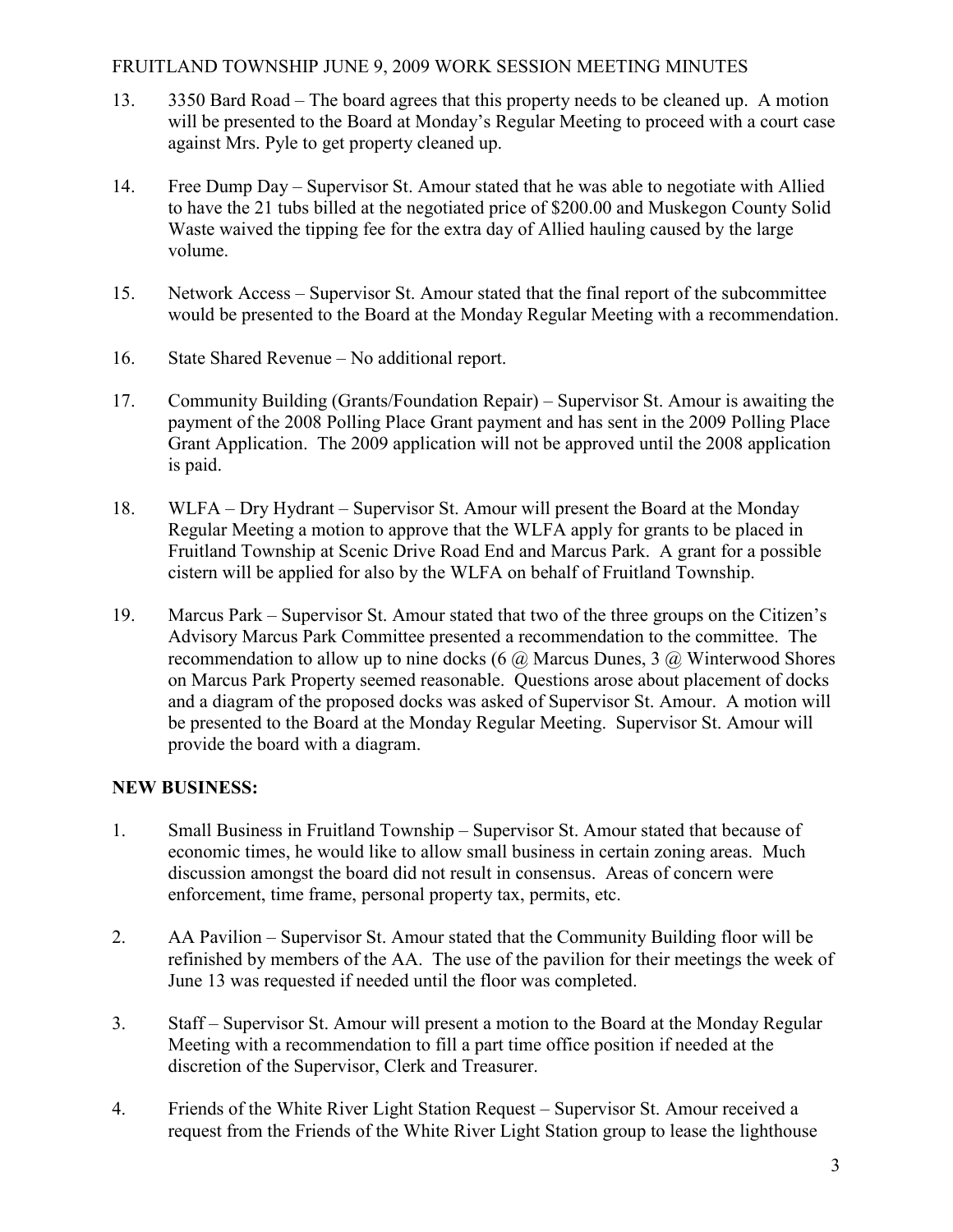13. 3350 Bard Road – The board agrees that this property needs to be cleaned up. A motion will be presented to the Board at Monday's Regular Meeting to proceed with a court case against Mrs. Pyle to get property cleaned up.

14. Free Dump Day – Supervisor St. Amour stated that he was able to negotiate with Allied to have the 21 tubs billed at the negotiated price of $200.00 and Muskegon County Solid Waste waived the tipping fee for the extra day of Allied hauling caused by the large volume.

15. Network Access – Supervisor St. Amour stated that the final report of the subcommittee would be presented to the Board at the Monday Regular Meeting with a recommendation.

16. State Shared Revenue – No additional report.

17. Community Building (Grants/Foundation Repair) – Supervisor St. Amour is awaiting the payment of the 2008 Polling Place Grant payment and has sent in the 2009 Polling Place Grant Application. The 2009 application will not be approved until the 2008 application is paid.

18. WLFA – Dry Hydrant – Supervisor St. Amour will present the Board at the Monday Regular Meeting a motion to approve that the WLFA apply for grants to be placed in Fruitland Township at Scenic Drive Road End and Marcus Park. A grant for a possible cistern will be applied for also by the WLFA on behalf of Fruitland Township.

19. Marcus Park – Supervisor St. Amour stated that two of the three groups on the Citizen's Advisory Marcus Park Committee presented a recommendation to the committee. The recommendation to allow up to nine docks (6 @ Marcus Dunes, 3 @ Winterwood Shores on Marcus Park Property seemed reasonable. Questions arose about placement of docks and a diagram of the proposed docks was asked of Supervisor St. Amour. A motion will be presented to the Board at the Monday Regular Meeting. Supervisor St. Amour will provide the board with a diagram.

**NEW BUSINESS:**

1. Small Business in Fruitland Township – Supervisor St. Amour stated that because of economic times, he would like to allow small business in certain zoning areas. Much discussion amongst the board did not result in consensus. Areas of concern were enforcement, time frame, personal property tax, permits, etc.

2. AA Pavilion – Supervisor St. Amour stated that the Community Building floor will be refinished by members of the AA. The use of the pavilion for their meetings the week of June 13 was requested if needed until the floor was completed.

3. Staff – Supervisor St. Amour will present a motion to the Board at the Monday Regular Meeting with a recommendation to fill a part time office position if needed at the discretion of the Supervisor, Clerk and Treasurer.

4. Friends of the White River Light Station Request – Supervisor St. Amour received a request from the Friends of the White River Light Station group to lease the lighthouse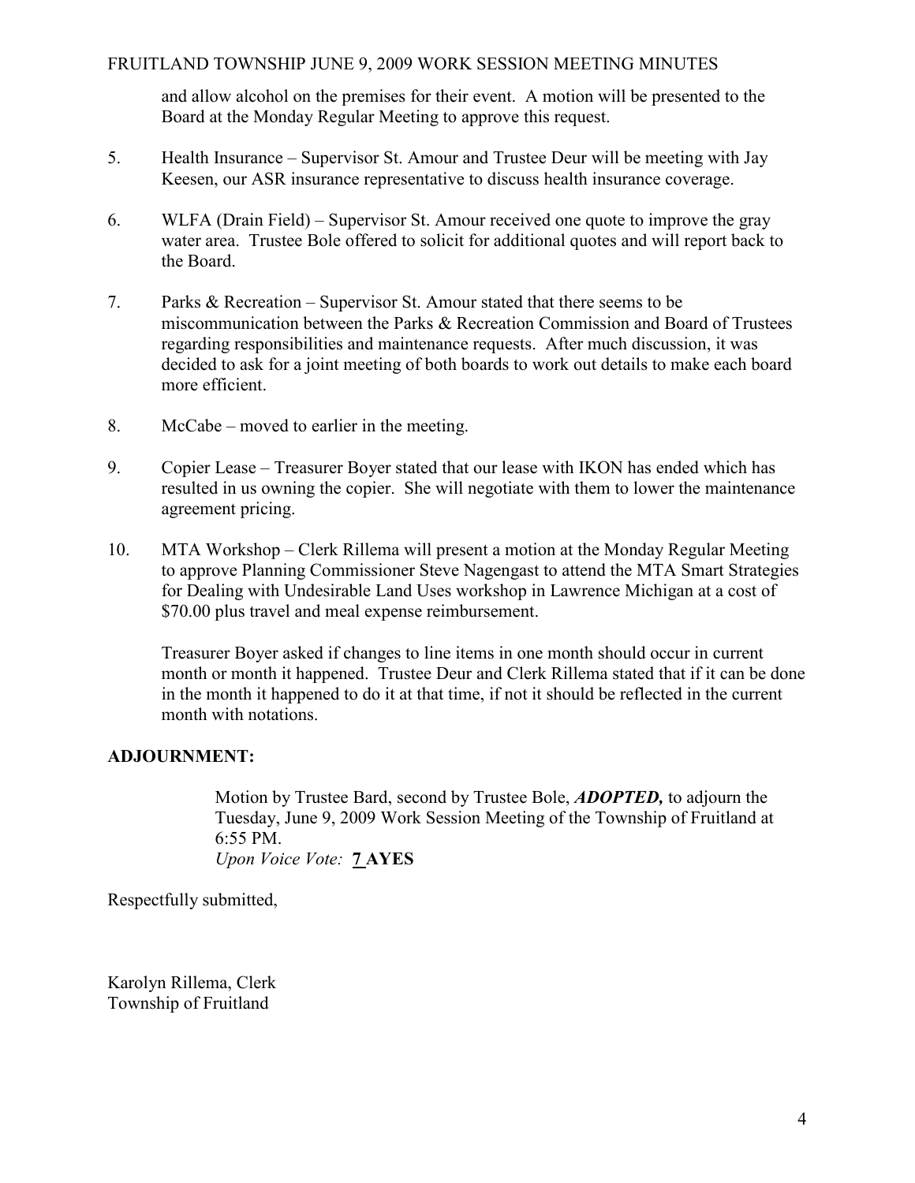and allow alcohol on the premises for their event. A motion will be presented to the Board at the Monday Regular Meeting to approve this request.

5. Health Insurance – Supervisor St. Amour and Trustee Deur will be meeting with Jay Keesen, our ASR insurance representative to discuss health insurance coverage.

6. WLFA (Drain Field) – Supervisor St. Amour received one quote to improve the gray water area. Trustee Bole offered to solicit for additional quotes and will report back to the Board.

7. Parks & Recreation – Supervisor St. Amour stated that there seems to be miscommunication between the Parks & Recreation Commission and Board of Trustees regarding responsibilities and maintenance requests. After much discussion, it was decided to ask for a joint meeting of both boards to work out details to make each board more efficient.

8. McCabe – moved to earlier in the meeting.

9. Copier Lease – Treasurer Boyer stated that our lease with IKON has ended which has resulted in us owning the copier. She will negotiate with them to lower the maintenance agreement pricing.

10. MTA Workshop – Clerk Rillema will present a motion at the Monday Regular Meeting to approve Planning Commissioner Steve Nagengast to attend the MTA Smart Strategies for Dealing with Undesirable Land Uses workshop in Lawrence Michigan at a cost of $70.00 plus travel and meal expense reimbursement.

    Treasurer Boyer asked if changes to line items in one month should occur in current month or month it happened. Trustee Deur and Clerk Rillema stated that if it can be done in the month it happened to do it at that time, if not it should be reflected in the current month with notations.

**ADJOURNMENT:**

Motion by Trustee Bard, second by Trustee Bole, ***ADOPTED,*** to adjourn the Tuesday, June 9, 2009 Work Session Meeting of the Township of Fruitland at 6:55 PM.
*Upon Voice Vote:* **7 AYES**

Respectfully submitted,

Karolyn Rillema, Clerk
Township of Fruitland